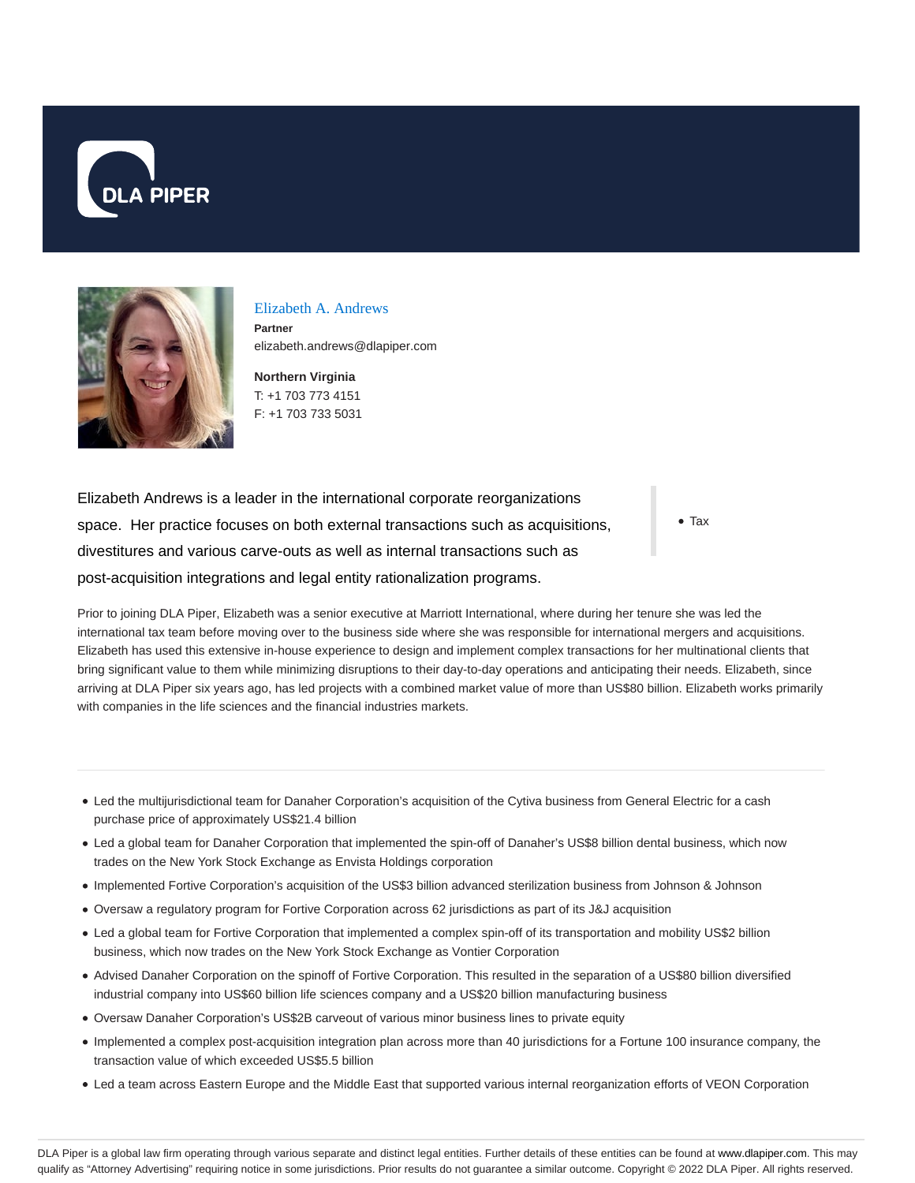# Elizabeth A. Andrews

**Partner**

elizabeth.andrews@dlapiper.com

**Northern Virginia**

T: +1 703 773 4151

F: +1 703 733 5031

Elizabeth Andrews is a leader in the international corporate reorganizations space. Her practice focuses on both external transactions such as acquisitions, divestitures and various carve-outs as well as internal transactions such as post-acquisition integrations and legal entity rationalization programs.

- Tax

Prior to joining DLA Piper, Elizabeth was a senior executive at Marriott International, where during her tenure she was led the international tax team before moving over to the business side where she was responsible for international mergers and acquisitions. Elizabeth has used this extensive in-house experience to design and implement complex transactions for her multinational clients that bring significant value to them while minimizing disruptions to their day-to-day operations and anticipating their needs. Elizabeth, since arriving at DLA Piper six years ago, has led projects with a combined market value of more than US$80 billion. Elizabeth works primarily with companies in the life sciences and the financial industries markets.

---

- Led the multijurisdictional team for Danaher Corporation's acquisition of the Cytiva business from General Electric for a cash purchase price of approximately US$21.4 billion
- Led a global team for Danaher Corporation that implemented the spin-off of Danaher's US$8 billion dental business, which now trades on the New York Stock Exchange as Envista Holdings corporation
- Implemented Fortive Corporation's acquisition of the US$3 billion advanced sterilization business from Johnson & Johnson
- Oversaw a regulatory program for Fortive Corporation across 62 jurisdictions as part of its J&J acquisition
- Led a global team for Fortive Corporation that implemented a complex spin-off of its transportation and mobility US$2 billion business, which now trades on the New York Stock Exchange as Vontier Corporation
- Advised Danaher Corporation on the spinoff of Fortive Corporation. This resulted in the separation of a US$80 billion diversified industrial company into US$60 billion life sciences company and a US$20 billion manufacturing business
- Oversaw Danaher Corporation's US$2B carveout of various minor business lines to private equity
- Implemented a complex post-acquisition integration plan across more than 40 jurisdictions for a Fortune 100 insurance company, the transaction value of which exceeded US$5.5 billion
- Led a team across Eastern Europe and the Middle East that supported various internal reorganization efforts of VEON Corporation

DLA Piper is a global law firm operating through various separate and distinct legal entities. Further details of these entities can be found at www.dlapiper.com. This may qualify as "Attorney Advertising" requiring notice in some jurisdictions. Prior results do not guarantee a similar outcome. Copyright © 2022 DLA Piper. All rights reserved.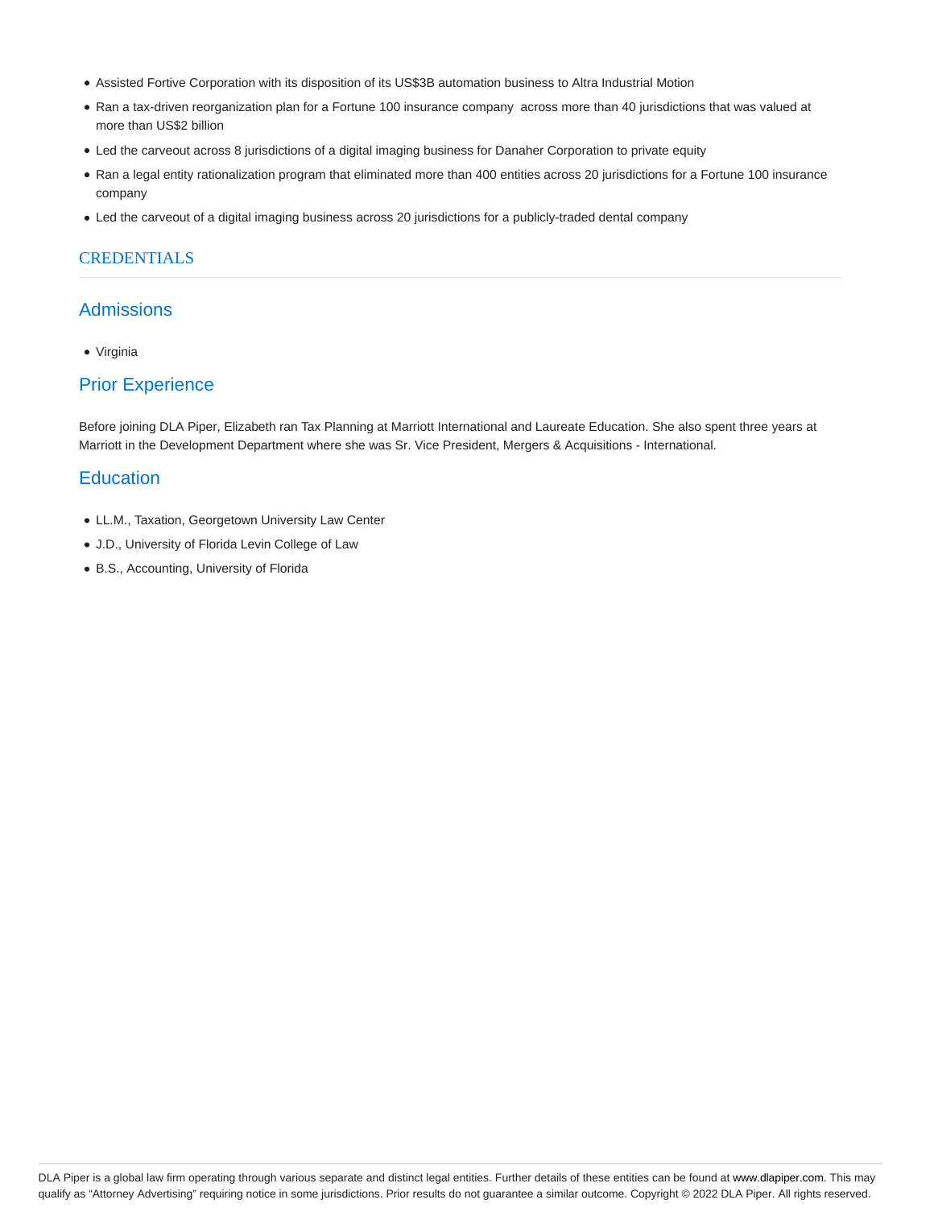- Assisted Fortive Corporation with its disposition of its US$3B automation business to Altra Industrial Motion
- Ran a tax-driven reorganization plan for a Fortune 100 insurance company across more than 40 jurisdictions that was valued at more than US$2 billion
- Led the carveout across 8 jurisdictions of a digital imaging business for Danaher Corporation to private equity
- Ran a legal entity rationalization program that eliminated more than 400 entities across 20 jurisdictions for a Fortune 100 insurance company
- Led the carveout of a digital imaging business across 20 jurisdictions for a publicly-traded dental company

## CREDENTIALS

### Admissions

- Virginia

### Prior Experience

Before joining DLA Piper, Elizabeth ran Tax Planning at Marriott International and Laureate Education. She also spent three years at Marriott in the Development Department where she was Sr. Vice President, Mergers & Acquisitions - International.

### Education

- LL.M., Taxation, Georgetown University Law Center
- J.D., University of Florida Levin College of Law
- B.S., Accounting, University of Florida

DLA Piper is a global law firm operating through various separate and distinct legal entities. Further details of these entities can be found at www.dlapiper.com. This may qualify as "Attorney Advertising" requiring notice in some jurisdictions. Prior results do not guarantee a similar outcome. Copyright © 2022 DLA Piper. All rights reserved.